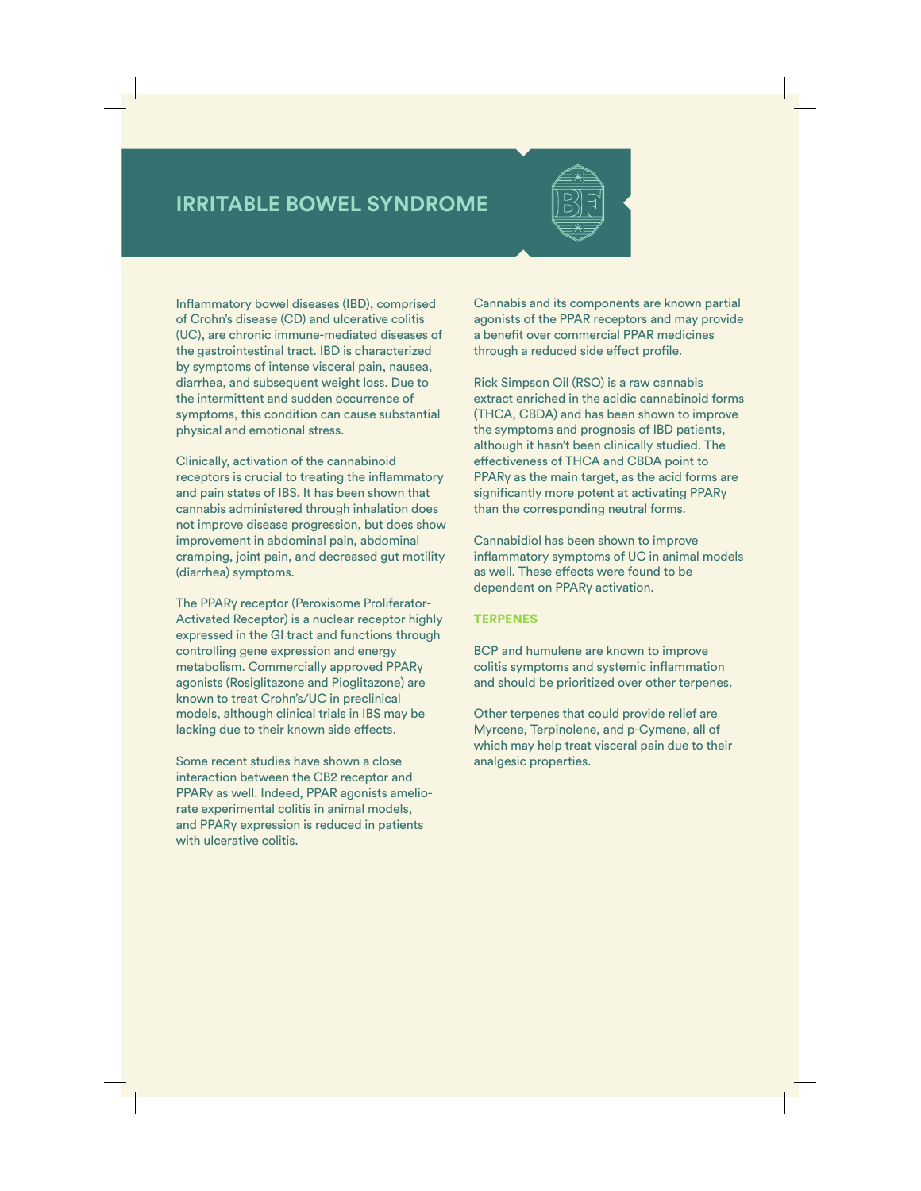# IRRITABLE BOWEL SYNDROME

Inflammatory bowel diseases (IBD), comprised of Crohn's disease (CD) and ulcerative colitis (UC), are chronic immune-mediated diseases of the gastrointestinal tract. IBD is characterized by symptoms of intense visceral pain, nausea, diarrhea, and subsequent weight loss. Due to the intermittent and sudden occurrence of symptoms, this condition can cause substantial physical and emotional stress.

Clinically, activation of the cannabinoid receptors is crucial to treating the inflammatory and pain states of IBS. It has been shown that cannabis administered through inhalation does not improve disease progression, but does show improvement in abdominal pain, abdominal cramping, joint pain, and decreased gut motility (diarrhea) symptoms.

The PPARγ receptor (Peroxisome Proliferator-Activated Receptor) is a nuclear receptor highly expressed in the GI tract and functions through controlling gene expression and energy metabolism. Commercially approved PPARγ agonists (Rosiglitazone and Pioglitazone) are known to treat Crohn's/UC in preclinical models, although clinical trials in IBS may be lacking due to their known side effects.

Some recent studies have shown a close interaction between the CB2 receptor and PPARγ as well. Indeed, PPAR agonists ameliorate experimental colitis in animal models, and PPARγ expression is reduced in patients with ulcerative colitis.

Cannabis and its components are known partial agonists of the PPAR receptors and may provide a benefit over commercial PPAR medicines through a reduced side effect profile.

Rick Simpson Oil (RSO) is a raw cannabis extract enriched in the acidic cannabinoid forms (THCA, CBDA) and has been shown to improve the symptoms and prognosis of IBD patients, although it hasn't been clinically studied. The effectiveness of THCA and CBDA point to PPARγ as the main target, as the acid forms are significantly more potent at activating PPARγ than the corresponding neutral forms.

Cannabidiol has been shown to improve inflammatory symptoms of UC in animal models as well. These effects were found to be dependent on PPARγ activation.

## TERPENES

BCP and humulene are known to improve colitis symptoms and systemic inflammation and should be prioritized over other terpenes.

Other terpenes that could provide relief are Myrcene, Terpinolene, and p-Cymene, all of which may help treat visceral pain due to their analgesic properties.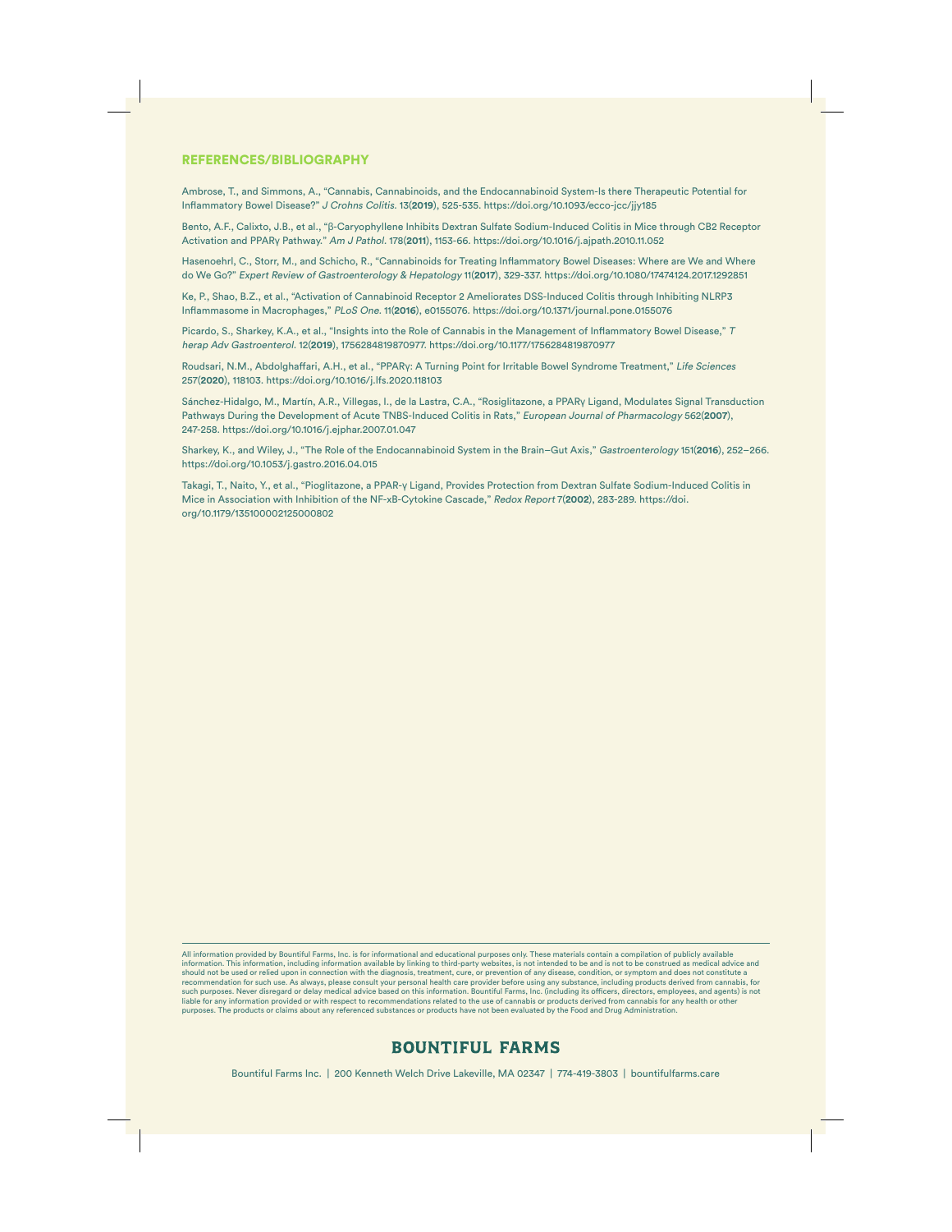## REFERENCES/BIBLIOGRAPHY

Ambrose, T., and Simmons, A., "Cannabis, Cannabinoids, and the Endocannabinoid System-Is there Therapeutic Potential for Inflammatory Bowel Disease?" *J Crohns Colitis.* 13(**2019**), 525-535. https://doi.org/10.1093/ecco-jcc/jjy185

Bento, A.F., Calixto, J.B., et al., "β-Caryophyllene Inhibits Dextran Sulfate Sodium-Induced Colitis in Mice through CB2 Receptor Activation and PPARγ Pathway." *Am J Pathol.* 178(**2011**), 1153-66. https://doi.org/10.1016/j.ajpath.2010.11.052

Hasenoehrl, C., Storr, M., and Schicho, R., "Cannabinoids for Treating Inflammatory Bowel Diseases: Where are We and Where do We Go?" *Expert Review of Gastroenterology & Hepatology* 11(**2017**), 329-337. https://doi.org/10.1080/17474124.2017.1292851

Ke, P., Shao, B.Z., et al., "Activation of Cannabinoid Receptor 2 Ameliorates DSS-Induced Colitis through Inhibiting NLRP3 Inflammasome in Macrophages," *PLoS One.* 11(**2016**), e0155076. https://doi.org/10.1371/journal.pone.0155076

Picardo, S., Sharkey, K.A., et al., "Insights into the Role of Cannabis in the Management of Inflammatory Bowel Disease," *Therap Adv Gastroenterol.* 12(**2019**), 1756284819870977. https://doi.org/10.1177/1756284819870977

Roudsari, N.M., Abdolghaffari, A.H., et al., "PPARγ: A Turning Point for Irritable Bowel Syndrome Treatment," *Life Sciences* 257(**2020**), 118103. https://doi.org/10.1016/j.lfs.2020.118103

Sánchez-Hidalgo, M., Martín, A.R., Villegas, I., de la Lastra, C.A., "Rosiglitazone, a PPARγ Ligand, Modulates Signal Transduction Pathways During the Development of Acute TNBS-Induced Colitis in Rats," *European Journal of Pharmacology* 562(**2007**), 247-258. https://doi.org/10.1016/j.ejphar.2007.01.047

Sharkey, K., and Wiley, J., "The Role of the Endocannabinoid System in the Brain–Gut Axis," *Gastroenterology* 151(**2016**), 252–266. https://doi.org/10.1053/j.gastro.2016.04.015

Takagi, T., Naito, Y., et al., "Pioglitazone, a PPAR-γ Ligand, Provides Protection from Dextran Sulfate Sodium-Induced Colitis in Mice in Association with Inhibition of the NF-κB-Cytokine Cascade," *Redox Report* 7(**2002**), 283-289. https://doi.org/10.1179/135100002125000802

---

All information provided by Bountiful Farms, Inc. is for informational and educational purposes only. These materials contain a compilation of publicly available information. This information, including information available by linking to third-party websites, is not intended to be and is not to be construed as medical advice and should not be used or relied upon in connection with the diagnosis, treatment, cure, or prevention of any disease, condition, or symptom and does not constitute a recommendation for such use. As always, please consult your personal health care provider before using any substance, including products derived from cannabis, for such purposes. Never disregard or delay medical advice based on this information. Bountiful Farms, Inc. (including its officers, directors, employees, and agents) is not liable for any information provided or with respect to recommendations related to the use of cannabis or products derived from cannabis for any health or other purposes. The products or claims about any referenced substances or products have not been evaluated by the Food and Drug Administration.

**BOUNTIFUL FARMS**

Bountiful Farms Inc. | 200 Kenneth Welch Drive Lakeville, MA 02347 | 774-419-3803 | bountifulfarms.care